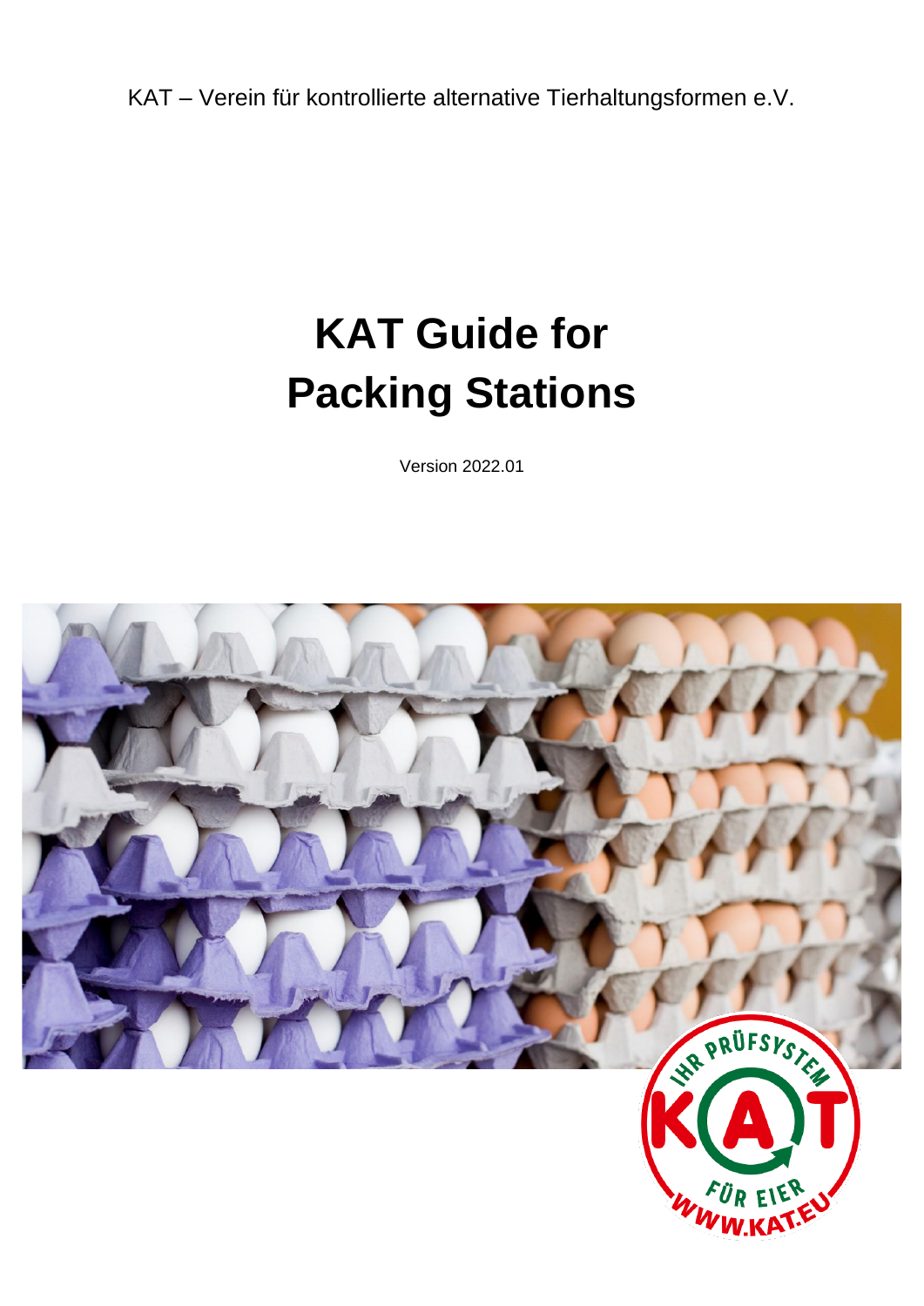KAT – Verein für kontrollierte alternative Tierhaltungsformen e.V.

# KAT Guide for Packing Stations

Version 2022.01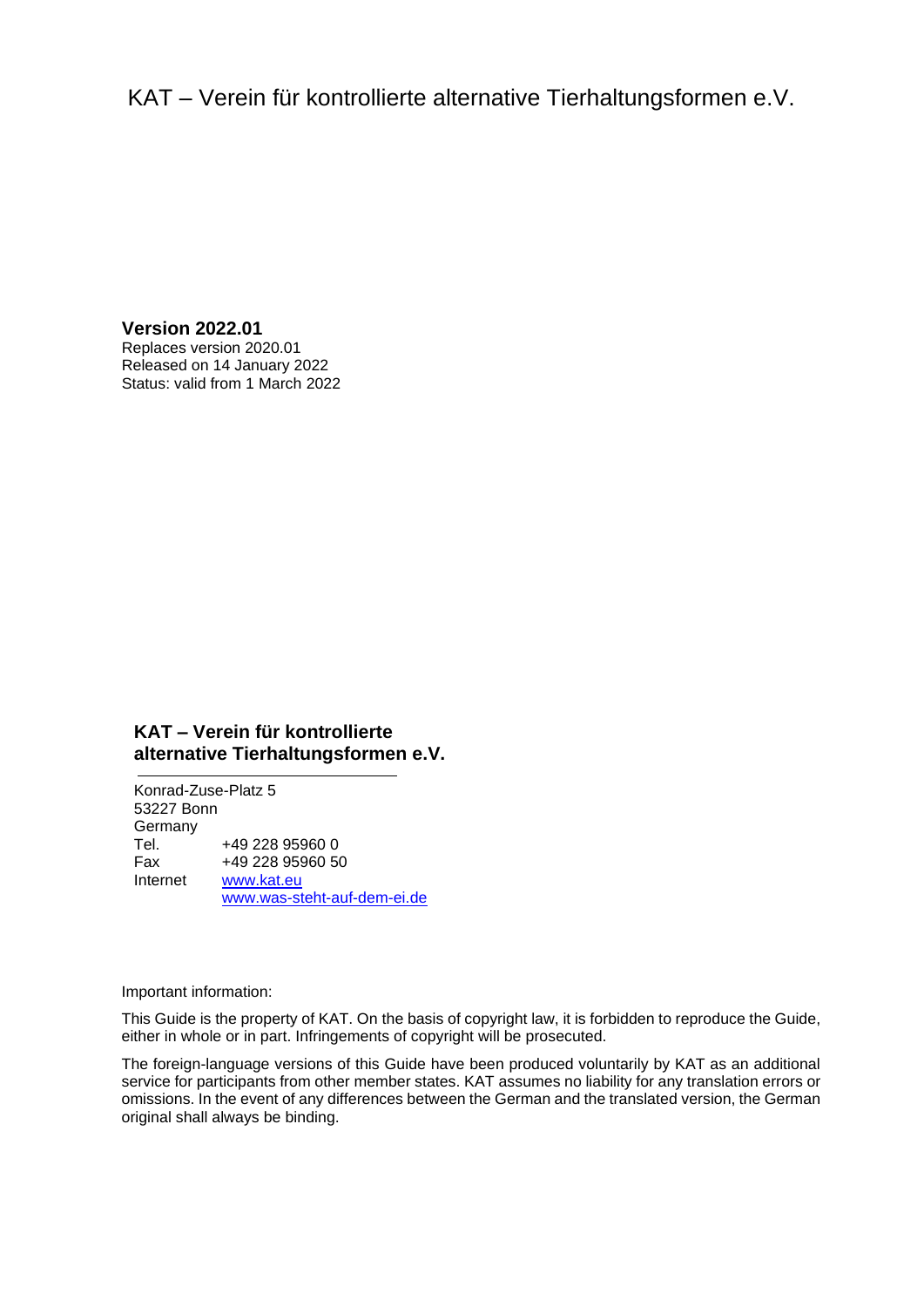KAT – Verein für kontrollierte alternative Tierhaltungsformen e.V.

**Version 2022.01**
Replaces version 2020.01
Released on 14 January 2022
Status: valid from 1 March 2022

**KAT – Verein für kontrollierte alternative Tierhaltungsformen e.V.**

Konrad-Zuse-Platz 5
53227 Bonn
Germany

| | |
|---|---|
| Tel. | +49 228 95960 0 |
| Fax | +49 228 95960 50 |
| Internet | www.kat.eu |
| | www.was-steht-auf-dem-ei.de |

Important information:

This Guide is the property of KAT. On the basis of copyright law, it is forbidden to reproduce the Guide, either in whole or in part. Infringements of copyright will be prosecuted.

The foreign-language versions of this Guide have been produced voluntarily by KAT as an additional service for participants from other member states. KAT assumes no liability for any translation errors or omissions. In the event of any differences between the German and the translated version, the German original shall always be binding.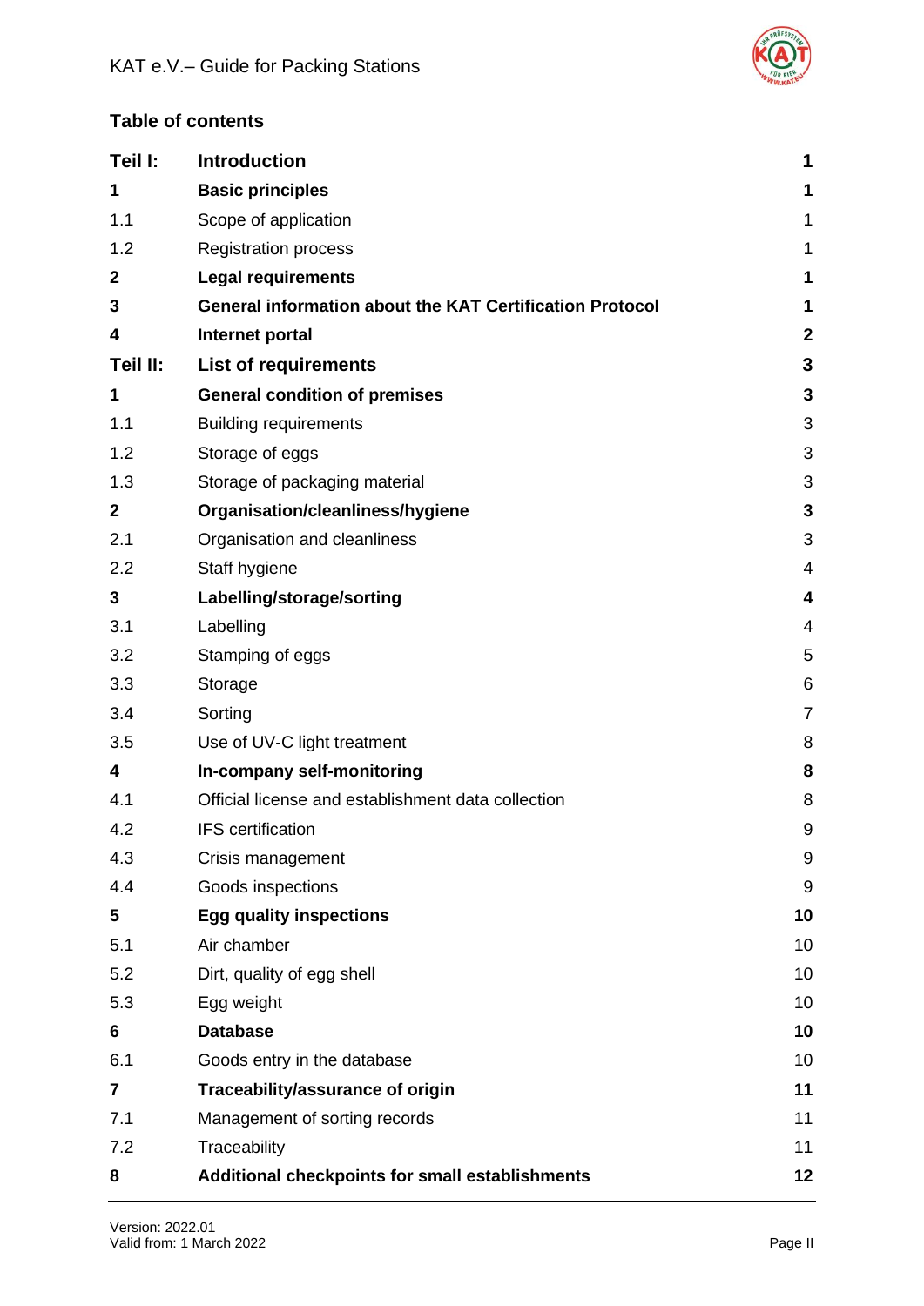## Table of contents

| | | |
|---|---|---|
| **Teil I:** | **Introduction** | **1** |
| **1** | **Basic principles** | **1** |
| 1.1 | Scope of application | 1 |
| 1.2 | Registration process | 1 |
| **2** | **Legal requirements** | **1** |
| **3** | **General information about the KAT Certification Protocol** | **1** |
| **4** | **Internet portal** | **2** |
| **Teil II:** | **List of requirements** | **3** |
| **1** | **General condition of premises** | **3** |
| 1.1 | Building requirements | 3 |
| 1.2 | Storage of eggs | 3 |
| 1.3 | Storage of packaging material | 3 |
| **2** | **Organisation/cleanliness/hygiene** | **3** |
| 2.1 | Organisation and cleanliness | 3 |
| 2.2 | Staff hygiene | 4 |
| **3** | **Labelling/storage/sorting** | **4** |
| 3.1 | Labelling | 4 |
| 3.2 | Stamping of eggs | 5 |
| 3.3 | Storage | 6 |
| 3.4 | Sorting | 7 |
| 3.5 | Use of UV-C light treatment | 8 |
| **4** | **In-company self-monitoring** | **8** |
| 4.1 | Official license and establishment data collection | 8 |
| 4.2 | IFS certification | 9 |
| 4.3 | Crisis management | 9 |
| 4.4 | Goods inspections | 9 |
| **5** | **Egg quality inspections** | **10** |
| 5.1 | Air chamber | 10 |
| 5.2 | Dirt, quality of egg shell | 10 |
| 5.3 | Egg weight | 10 |
| **6** | **Database** | **10** |
| 6.1 | Goods entry in the database | 10 |
| **7** | **Traceability/assurance of origin** | **11** |
| 7.1 | Management of sorting records | 11 |
| 7.2 | Traceability | 11 |
| **8** | **Additional checkpoints for small establishments** | **12** |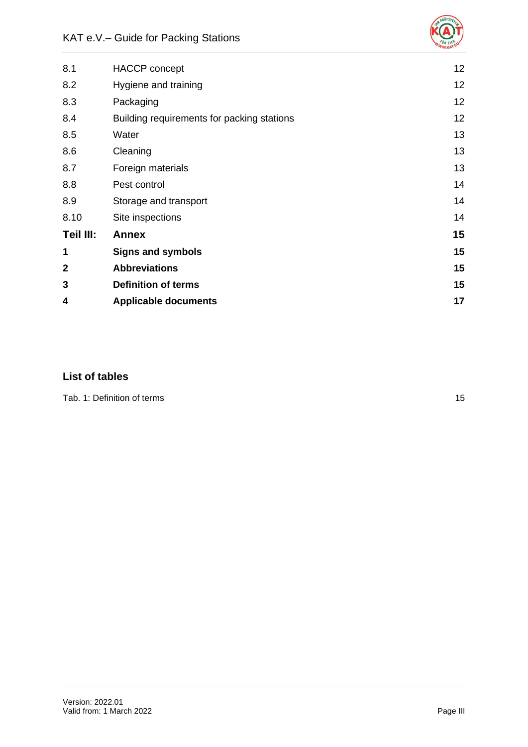| | | |
|---|---|---|
| 8.1 | HACCP concept | 12 |
| 8.2 | Hygiene and training | 12 |
| 8.3 | Packaging | 12 |
| 8.4 | Building requirements for packing stations | 12 |
| 8.5 | Water | 13 |
| 8.6 | Cleaning | 13 |
| 8.7 | Foreign materials | 13 |
| 8.8 | Pest control | 14 |
| 8.9 | Storage and transport | 14 |
| 8.10 | Site inspections | 14 |
| **Teil III:** | **Annex** | **15** |
| **1** | **Signs and symbols** | **15** |
| **2** | **Abbreviations** | **15** |
| **3** | **Definition of terms** | **15** |
| **4** | **Applicable documents** | **17** |

**List of tables**

Tab. 1: Definition of terms 15

Version: 2022.01
Valid from: 1 March 2022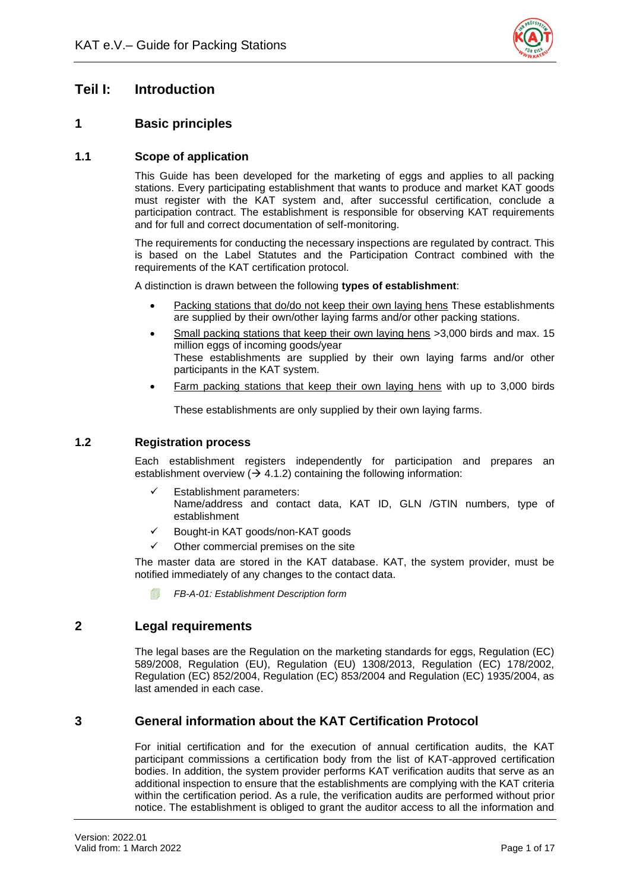# Teil I: Introduction

## 1 Basic principles

### 1.1 Scope of application

This Guide has been developed for the marketing of eggs and applies to all packing stations. Every participating establishment that wants to produce and market KAT goods must register with the KAT system and, after successful certification, conclude a participation contract. The establishment is responsible for observing KAT requirements and for full and correct documentation of self-monitoring.

The requirements for conducting the necessary inspections are regulated by contract. This is based on the Label Statutes and the Participation Contract combined with the requirements of the KAT certification protocol.

A distinction is drawn between the following **types of establishment**:

- Packing stations that do/do not keep their own laying hens These establishments are supplied by their own/other laying farms and/or other packing stations.
- Small packing stations that keep their own laying hens >3,000 birds and max. 15 million eggs of incoming goods/year
  These establishments are supplied by their own laying farms and/or other participants in the KAT system.
- Farm packing stations that keep their own laying hens with up to 3,000 birds

  These establishments are only supplied by their own laying farms.

### 1.2 Registration process

Each establishment registers independently for participation and prepares an establishment overview (→ 4.1.2) containing the following information:

- ✓ Establishment parameters:
  Name/address and contact data, KAT ID, GLN /GTIN numbers, type of establishment
- ✓ Bought-in KAT goods/non-KAT goods
- ✓ Other commercial premises on the site

The master data are stored in the KAT database. KAT, the system provider, must be notified immediately of any changes to the contact data.

*FB-A-01: Establishment Description form*

## 2 Legal requirements

The legal bases are the Regulation on the marketing standards for eggs, Regulation (EC) 589/2008, Regulation (EU), Regulation (EU) 1308/2013, Regulation (EC) 178/2002, Regulation (EC) 852/2004, Regulation (EC) 853/2004 and Regulation (EC) 1935/2004, as last amended in each case.

## 3 General information about the KAT Certification Protocol

For initial certification and for the execution of annual certification audits, the KAT participant commissions a certification body from the list of KAT-approved certification bodies. In addition, the system provider performs KAT verification audits that serve as an additional inspection to ensure that the establishments are complying with the KAT criteria within the certification period. As a rule, the verification audits are performed without prior notice. The establishment is obliged to grant the auditor access to all the information and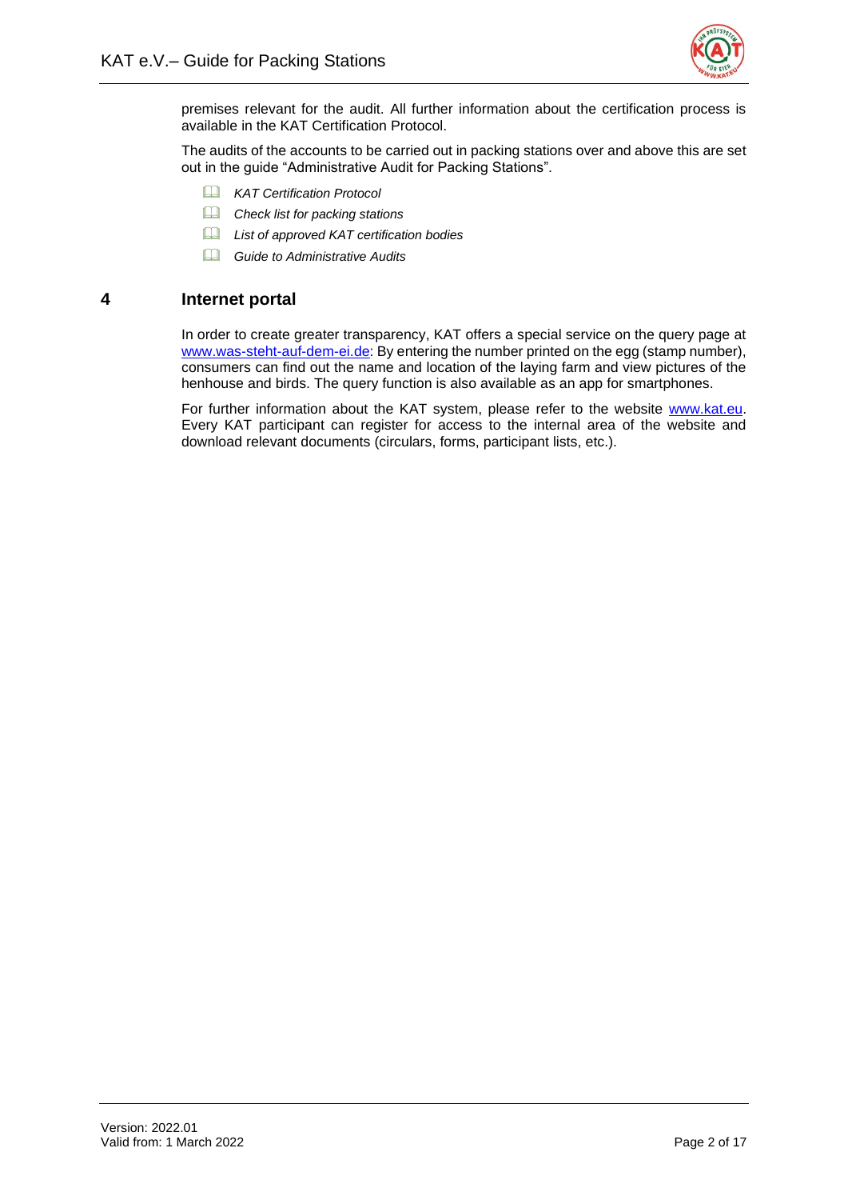premises relevant for the audit. All further information about the certification process is available in the KAT Certification Protocol.

The audits of the accounts to be carried out in packing stations over and above this are set out in the guide “Administrative Audit for Packing Stations”.

- *KAT Certification Protocol*
- *Check list for packing stations*
- *List of approved KAT certification bodies*
- *Guide to Administrative Audits*

## 4 Internet portal

In order to create greater transparency, KAT offers a special service on the query page at www.was-steht-auf-dem-ei.de: By entering the number printed on the egg (stamp number), consumers can find out the name and location of the laying farm and view pictures of the henhouse and birds. The query function is also available as an app for smartphones.

For further information about the KAT system, please refer to the website www.kat.eu. Every KAT participant can register for access to the internal area of the website and download relevant documents (circulars, forms, participant lists, etc.).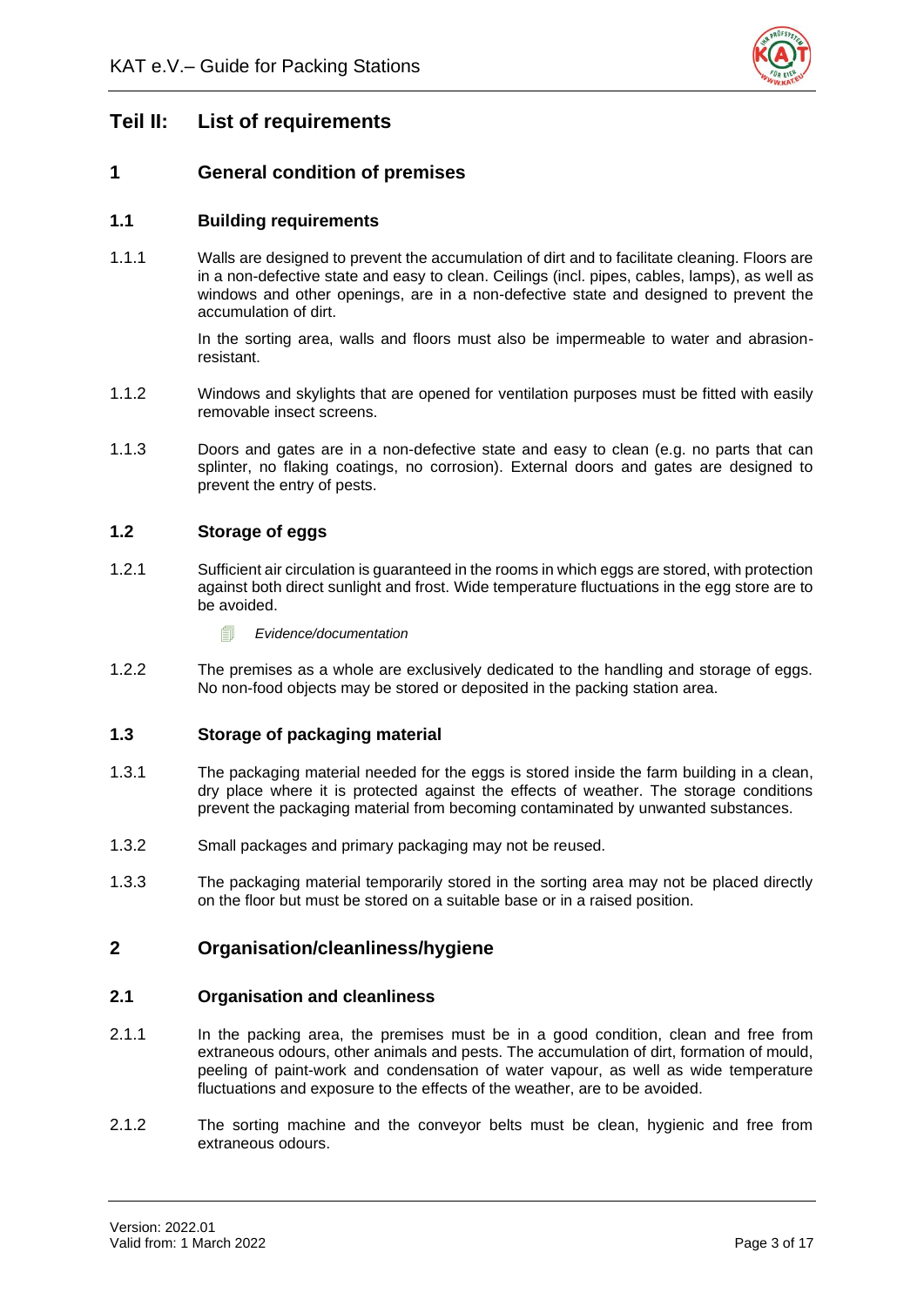# Teil II: List of requirements

## 1 General condition of premises

### 1.1 Building requirements

1.1.1 Walls are designed to prevent the accumulation of dirt and to facilitate cleaning. Floors are in a non-defective state and easy to clean. Ceilings (incl. pipes, cables, lamps), as well as windows and other openings, are in a non-defective state and designed to prevent the accumulation of dirt.

In the sorting area, walls and floors must also be impermeable to water and abrasion-resistant.

1.1.2 Windows and skylights that are opened for ventilation purposes must be fitted with easily removable insect screens.

1.1.3 Doors and gates are in a non-defective state and easy to clean (e.g. no parts that can splinter, no flaking coatings, no corrosion). External doors and gates are designed to prevent the entry of pests.

### 1.2 Storage of eggs

1.2.1 Sufficient air circulation is guaranteed in the rooms in which eggs are stored, with protection against both direct sunlight and frost. Wide temperature fluctuations in the egg store are to be avoided.

*Evidence/documentation*

1.2.2 The premises as a whole are exclusively dedicated to the handling and storage of eggs. No non-food objects may be stored or deposited in the packing station area.

### 1.3 Storage of packaging material

1.3.1 The packaging material needed for the eggs is stored inside the farm building in a clean, dry place where it is protected against the effects of weather. The storage conditions prevent the packaging material from becoming contaminated by unwanted substances.

1.3.2 Small packages and primary packaging may not be reused.

1.3.3 The packaging material temporarily stored in the sorting area may not be placed directly on the floor but must be stored on a suitable base or in a raised position.

## 2 Organisation/cleanliness/hygiene

### 2.1 Organisation and cleanliness

2.1.1 In the packing area, the premises must be in a good condition, clean and free from extraneous odours, other animals and pests. The accumulation of dirt, formation of mould, peeling of paint-work and condensation of water vapour, as well as wide temperature fluctuations and exposure to the effects of the weather, are to be avoided.

2.1.2 The sorting machine and the conveyor belts must be clean, hygienic and free from extraneous odours.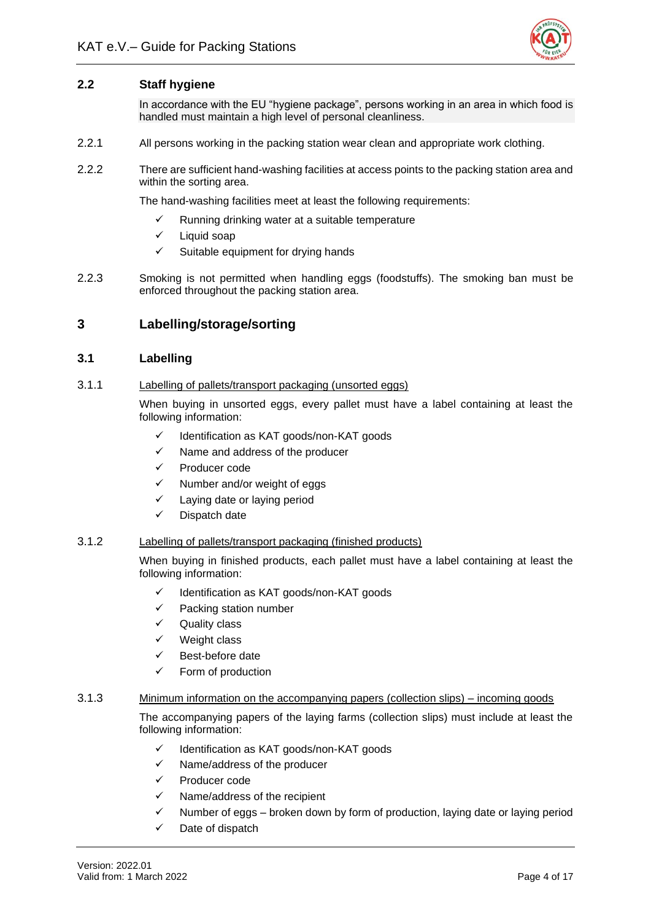## 2.2 Staff hygiene

In accordance with the EU "hygiene package", persons working in an area in which food is handled must maintain a high level of personal cleanliness.

2.2.1 All persons working in the packing station wear clean and appropriate work clothing.

2.2.2 There are sufficient hand-washing facilities at access points to the packing station area and within the sorting area.

The hand-washing facilities meet at least the following requirements:

- ✓ Running drinking water at a suitable temperature
- ✓ Liquid soap
- ✓ Suitable equipment for drying hands

2.2.3 Smoking is not permitted when handling eggs (foodstuffs). The smoking ban must be enforced throughout the packing station area.

# 3 Labelling/storage/sorting

## 3.1 Labelling

3.1.1 Labelling of pallets/transport packaging (unsorted eggs)

When buying in unsorted eggs, every pallet must have a label containing at least the following information:

- ✓ Identification as KAT goods/non-KAT goods
- ✓ Name and address of the producer
- ✓ Producer code
- ✓ Number and/or weight of eggs
- ✓ Laying date or laying period
- ✓ Dispatch date

3.1.2 Labelling of pallets/transport packaging (finished products)

When buying in finished products, each pallet must have a label containing at least the following information:

- ✓ Identification as KAT goods/non-KAT goods
- ✓ Packing station number
- ✓ Quality class
- ✓ Weight class
- ✓ Best-before date
- ✓ Form of production

3.1.3 Minimum information on the accompanying papers (collection slips) – incoming goods

The accompanying papers of the laying farms (collection slips) must include at least the following information:

- ✓ Identification as KAT goods/non-KAT goods
- ✓ Name/address of the producer
- ✓ Producer code
- ✓ Name/address of the recipient
- ✓ Number of eggs – broken down by form of production, laying date or laying period
- ✓ Date of dispatch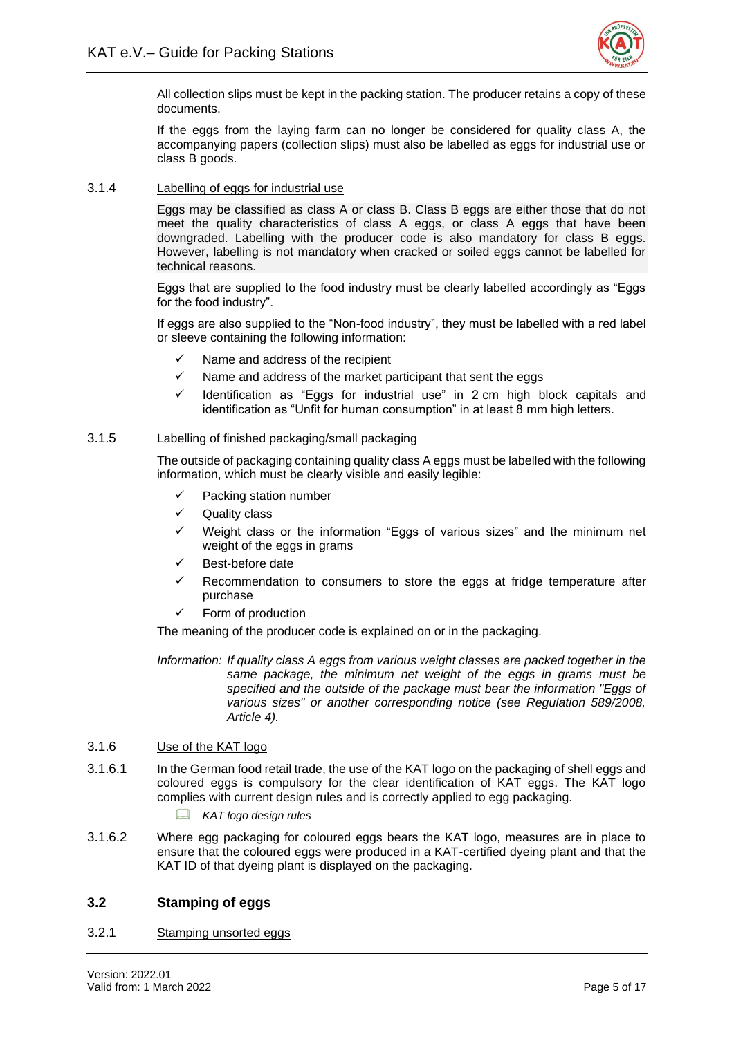All collection slips must be kept in the packing station. The producer retains a copy of these documents.

If the eggs from the laying farm can no longer be considered for quality class A, the accompanying papers (collection slips) must also be labelled as eggs for industrial use or class B goods.

3.1.4 Labelling of eggs for industrial use

Eggs may be classified as class A or class B. Class B eggs are either those that do not meet the quality characteristics of class A eggs, or class A eggs that have been downgraded. Labelling with the producer code is also mandatory for class B eggs. However, labelling is not mandatory when cracked or soiled eggs cannot be labelled for technical reasons.

Eggs that are supplied to the food industry must be clearly labelled accordingly as “Eggs for the food industry”.

If eggs are also supplied to the “Non-food industry”, they must be labelled with a red label or sleeve containing the following information:

- ✓ Name and address of the recipient
- ✓ Name and address of the market participant that sent the eggs
- ✓ Identification as “Eggs for industrial use” in 2 cm high block capitals and identification as “Unfit for human consumption” in at least 8 mm high letters.

3.1.5 Labelling of finished packaging/small packaging

The outside of packaging containing quality class A eggs must be labelled with the following information, which must be clearly visible and easily legible:

- ✓ Packing station number
- ✓ Quality class
- ✓ Weight class or the information “Eggs of various sizes” and the minimum net weight of the eggs in grams
- ✓ Best-before date
- ✓ Recommendation to consumers to store the eggs at fridge temperature after purchase
- ✓ Form of production

The meaning of the producer code is explained on or in the packaging.

*Information: If quality class A eggs from various weight classes are packed together in the same package, the minimum net weight of the eggs in grams must be specified and the outside of the package must bear the information "Eggs of various sizes" or another corresponding notice (see Regulation 589/2008, Article 4).*

3.1.6 Use of the KAT logo

3.1.6.1 In the German food retail trade, the use of the KAT logo on the packaging of shell eggs and coloured eggs is compulsory for the clear identification of KAT eggs. The KAT logo complies with current design rules and is correctly applied to egg packaging.

📖 *KAT logo design rules*

3.1.6.2 Where egg packaging for coloured eggs bears the KAT logo, measures are in place to ensure that the coloured eggs were produced in a KAT-certified dyeing plant and that the KAT ID of that dyeing plant is displayed on the packaging.

## 3.2 Stamping of eggs

3.2.1 Stamping unsorted eggs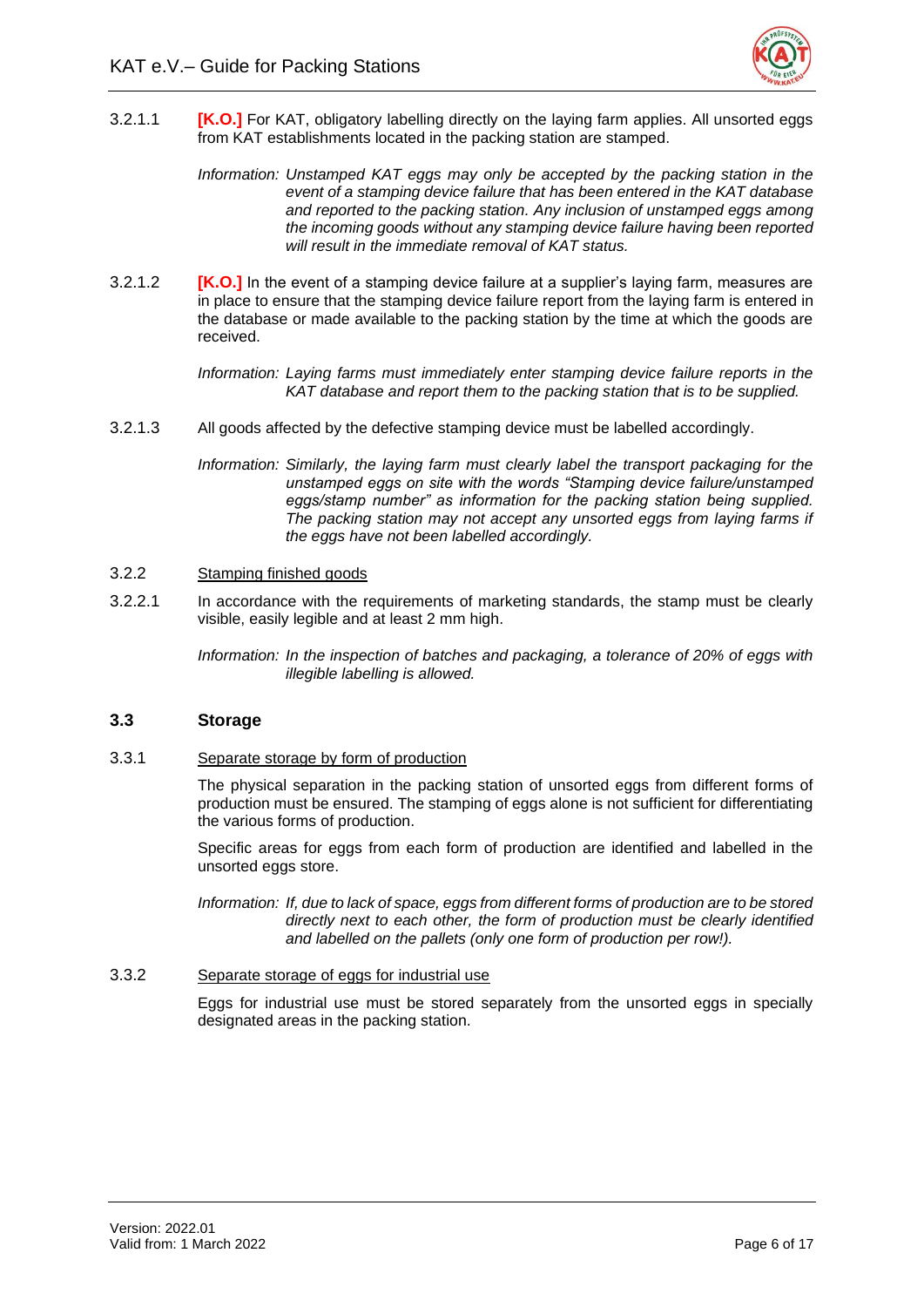3.2.1.1 **[K.O.]** For KAT, obligatory labelling directly on the laying farm applies. All unsorted eggs from KAT establishments located in the packing station are stamped.

*Information: Unstamped KAT eggs may only be accepted by the packing station in the event of a stamping device failure that has been entered in the KAT database and reported to the packing station. Any inclusion of unstamped eggs among the incoming goods without any stamping device failure having been reported will result in the immediate removal of KAT status.*

3.2.1.2 **[K.O.]** In the event of a stamping device failure at a supplier's laying farm, measures are in place to ensure that the stamping device failure report from the laying farm is entered in the database or made available to the packing station by the time at which the goods are received.

*Information: Laying farms must immediately enter stamping device failure reports in the KAT database and report them to the packing station that is to be supplied.*

3.2.1.3 All goods affected by the defective stamping device must be labelled accordingly.

*Information: Similarly, the laying farm must clearly label the transport packaging for the unstamped eggs on site with the words "Stamping device failure/unstamped eggs/stamp number" as information for the packing station being supplied. The packing station may not accept any unsorted eggs from laying farms if the eggs have not been labelled accordingly.*

3.2.2 Stamping finished goods

3.2.2.1 In accordance with the requirements of marketing standards, the stamp must be clearly visible, easily legible and at least 2 mm high.

*Information: In the inspection of batches and packaging, a tolerance of 20% of eggs with illegible labelling is allowed.*

## 3.3 Storage

3.3.1 Separate storage by form of production

The physical separation in the packing station of unsorted eggs from different forms of production must be ensured. The stamping of eggs alone is not sufficient for differentiating the various forms of production.

Specific areas for eggs from each form of production are identified and labelled in the unsorted eggs store.

*Information: If, due to lack of space, eggs from different forms of production are to be stored directly next to each other, the form of production must be clearly identified and labelled on the pallets (only one form of production per row!).*

3.3.2 Separate storage of eggs for industrial use

Eggs for industrial use must be stored separately from the unsorted eggs in specially designated areas in the packing station.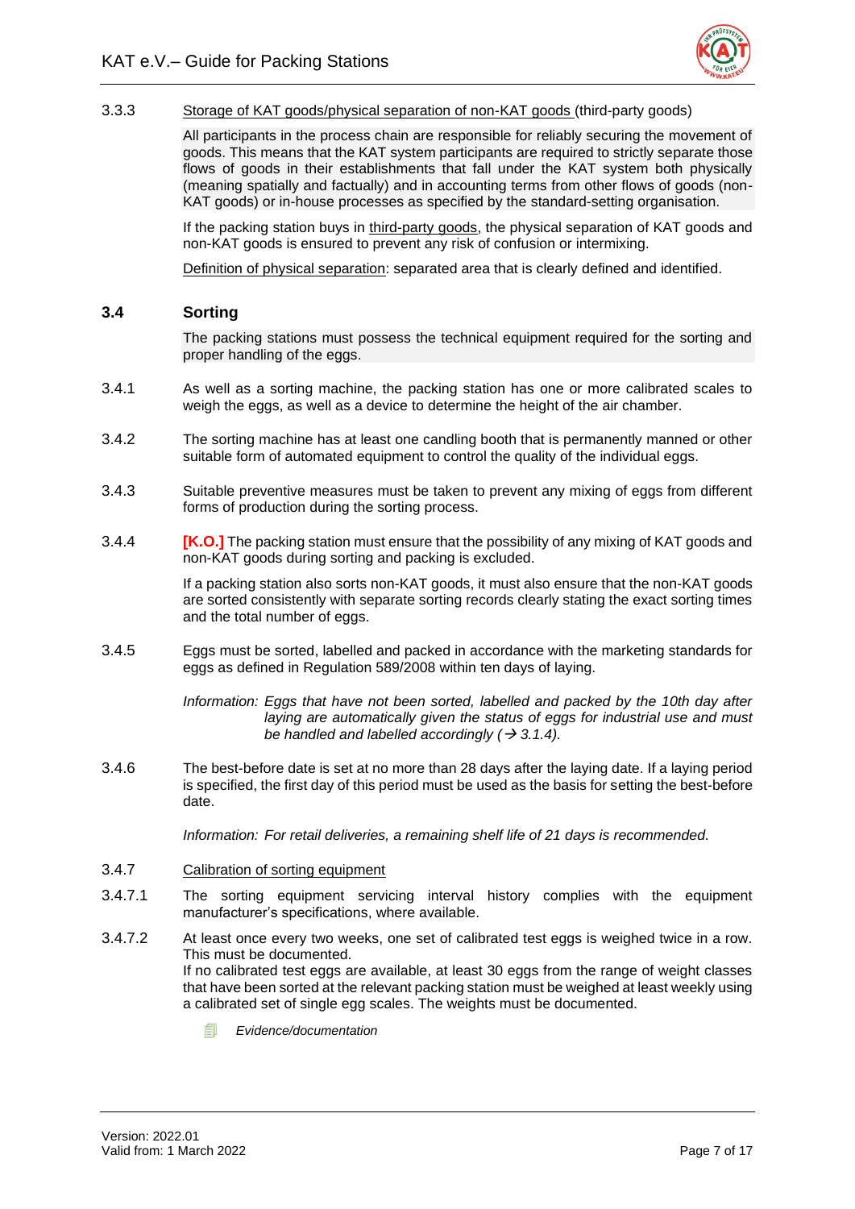3.3.3 Storage of KAT goods/physical separation of non-KAT goods (third-party goods)

All participants in the process chain are responsible for reliably securing the movement of goods. This means that the KAT system participants are required to strictly separate those flows of goods in their establishments that fall under the KAT system both physically (meaning spatially and factually) and in accounting terms from other flows of goods (non-KAT goods) or in-house processes as specified by the standard-setting organisation.

If the packing station buys in third-party goods, the physical separation of KAT goods and non-KAT goods is ensured to prevent any risk of confusion or intermixing.

Definition of physical separation: separated area that is clearly defined and identified.

## 3.4 Sorting

The packing stations must possess the technical equipment required for the sorting and proper handling of the eggs.

3.4.1 As well as a sorting machine, the packing station has one or more calibrated scales to weigh the eggs, as well as a device to determine the height of the air chamber.

3.4.2 The sorting machine has at least one candling booth that is permanently manned or other suitable form of automated equipment to control the quality of the individual eggs.

3.4.3 Suitable preventive measures must be taken to prevent any mixing of eggs from different forms of production during the sorting process.

3.4.4 **[K.O.]** The packing station must ensure that the possibility of any mixing of KAT goods and non-KAT goods during sorting and packing is excluded.

If a packing station also sorts non-KAT goods, it must also ensure that the non-KAT goods are sorted consistently with separate sorting records clearly stating the exact sorting times and the total number of eggs.

3.4.5 Eggs must be sorted, labelled and packed in accordance with the marketing standards for eggs as defined in Regulation 589/2008 within ten days of laying.

*Information: Eggs that have not been sorted, labelled and packed by the 10th day after laying are automatically given the status of eggs for industrial use and must be handled and labelled accordingly (→ 3.1.4).*

3.4.6 The best-before date is set at no more than 28 days after the laying date. If a laying period is specified, the first day of this period must be used as the basis for setting the best-before date.

*Information: For retail deliveries, a remaining shelf life of 21 days is recommended.*

3.4.7 Calibration of sorting equipment

3.4.7.1 The sorting equipment servicing interval history complies with the equipment manufacturer's specifications, where available.

3.4.7.2 At least once every two weeks, one set of calibrated test eggs is weighed twice in a row. This must be documented.
If no calibrated test eggs are available, at least 30 eggs from the range of weight classes that have been sorted at the relevant packing station must be weighed at least weekly using a calibrated set of single egg scales. The weights must be documented.

*Evidence/documentation*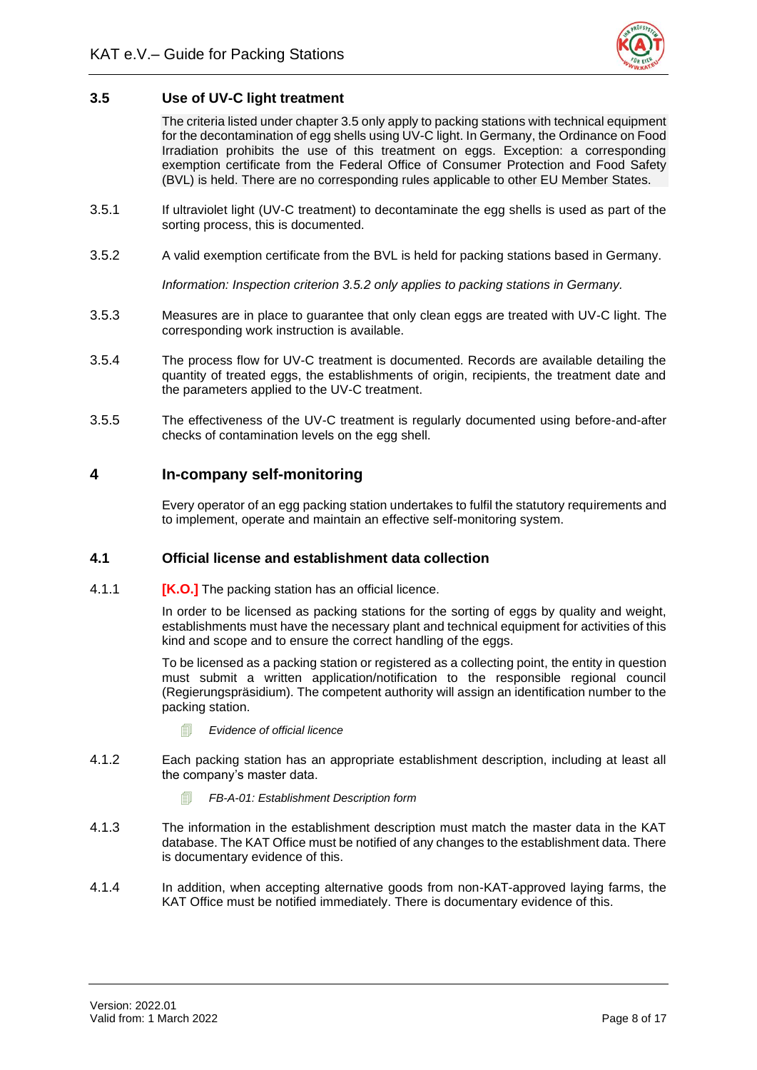## 3.5 Use of UV-C light treatment

The criteria listed under chapter 3.5 only apply to packing stations with technical equipment for the decontamination of egg shells using UV-C light. In Germany, the Ordinance on Food Irradiation prohibits the use of this treatment on eggs. Exception: a corresponding exemption certificate from the Federal Office of Consumer Protection and Food Safety (BVL) is held. There are no corresponding rules applicable to other EU Member States.

3.5.1 If ultraviolet light (UV-C treatment) to decontaminate the egg shells is used as part of the sorting process, this is documented.

3.5.2 A valid exemption certificate from the BVL is held for packing stations based in Germany.

*Information: Inspection criterion 3.5.2 only applies to packing stations in Germany.*

3.5.3 Measures are in place to guarantee that only clean eggs are treated with UV-C light. The corresponding work instruction is available.

3.5.4 The process flow for UV-C treatment is documented. Records are available detailing the quantity of treated eggs, the establishments of origin, recipients, the treatment date and the parameters applied to the UV-C treatment.

3.5.5 The effectiveness of the UV-C treatment is regularly documented using before-and-after checks of contamination levels on the egg shell.

# 4 In-company self-monitoring

Every operator of an egg packing station undertakes to fulfil the statutory requirements and to implement, operate and maintain an effective self-monitoring system.

## 4.1 Official license and establishment data collection

4.1.1 **[K.O.]** The packing station has an official licence.

In order to be licensed as packing stations for the sorting of eggs by quality and weight, establishments must have the necessary plant and technical equipment for activities of this kind and scope and to ensure the correct handling of the eggs.

To be licensed as a packing station or registered as a collecting point, the entity in question must submit a written application/notification to the responsible regional council (Regierungspräsidium). The competent authority will assign an identification number to the packing station.

- *Evidence of official licence*

4.1.2 Each packing station has an appropriate establishment description, including at least all the company's master data.

- *FB-A-01: Establishment Description form*

4.1.3 The information in the establishment description must match the master data in the KAT database. The KAT Office must be notified of any changes to the establishment data. There is documentary evidence of this.

4.1.4 In addition, when accepting alternative goods from non-KAT-approved laying farms, the KAT Office must be notified immediately. There is documentary evidence of this.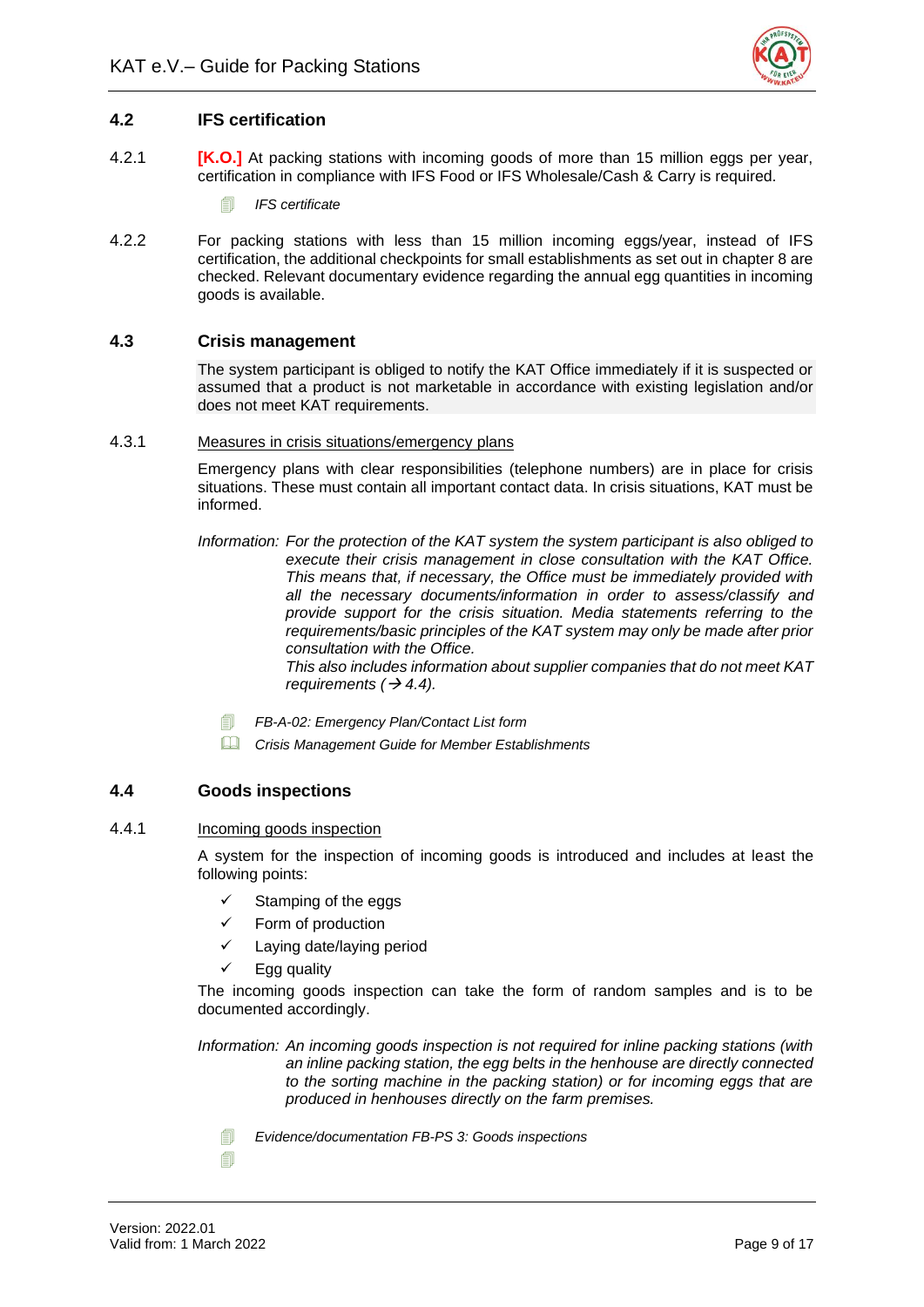## 4.2 IFS certification

4.2.1 **[K.O.]** At packing stations with incoming goods of more than 15 million eggs per year, certification in compliance with IFS Food or IFS Wholesale/Cash & Carry is required.

- *IFS certificate*

4.2.2 For packing stations with less than 15 million incoming eggs/year, instead of IFS certification, the additional checkpoints for small establishments as set out in chapter 8 are checked. Relevant documentary evidence regarding the annual egg quantities in incoming goods is available.

## 4.3 Crisis management

The system participant is obliged to notify the KAT Office immediately if it is suspected or assumed that a product is not marketable in accordance with existing legislation and/or does not meet KAT requirements.

4.3.1 Measures in crisis situations/emergency plans

Emergency plans with clear responsibilities (telephone numbers) are in place for crisis situations. These must contain all important contact data. In crisis situations, KAT must be informed.

*Information: For the protection of the KAT system the system participant is also obliged to execute their crisis management in close consultation with the KAT Office. This means that, if necessary, the Office must be immediately provided with all the necessary documents/information in order to assess/classify and provide support for the crisis situation. Media statements referring to the requirements/basic principles of the KAT system may only be made after prior consultation with the Office.*
*This also includes information about supplier companies that do not meet KAT requirements (→ 4.4).*

- *FB-A-02: Emergency Plan/Contact List form*
- *Crisis Management Guide for Member Establishments*

## 4.4 Goods inspections

4.4.1 Incoming goods inspection

A system for the inspection of incoming goods is introduced and includes at least the following points:

- ✓ Stamping of the eggs
- ✓ Form of production
- ✓ Laying date/laying period
- ✓ Egg quality

The incoming goods inspection can take the form of random samples and is to be documented accordingly.

*Information: An incoming goods inspection is not required for inline packing stations (with an inline packing station, the egg belts in the henhouse are directly connected to the sorting machine in the packing station) or for incoming eggs that are produced in henhouses directly on the farm premises.*

- *Evidence/documentation FB-PS 3: Goods inspections*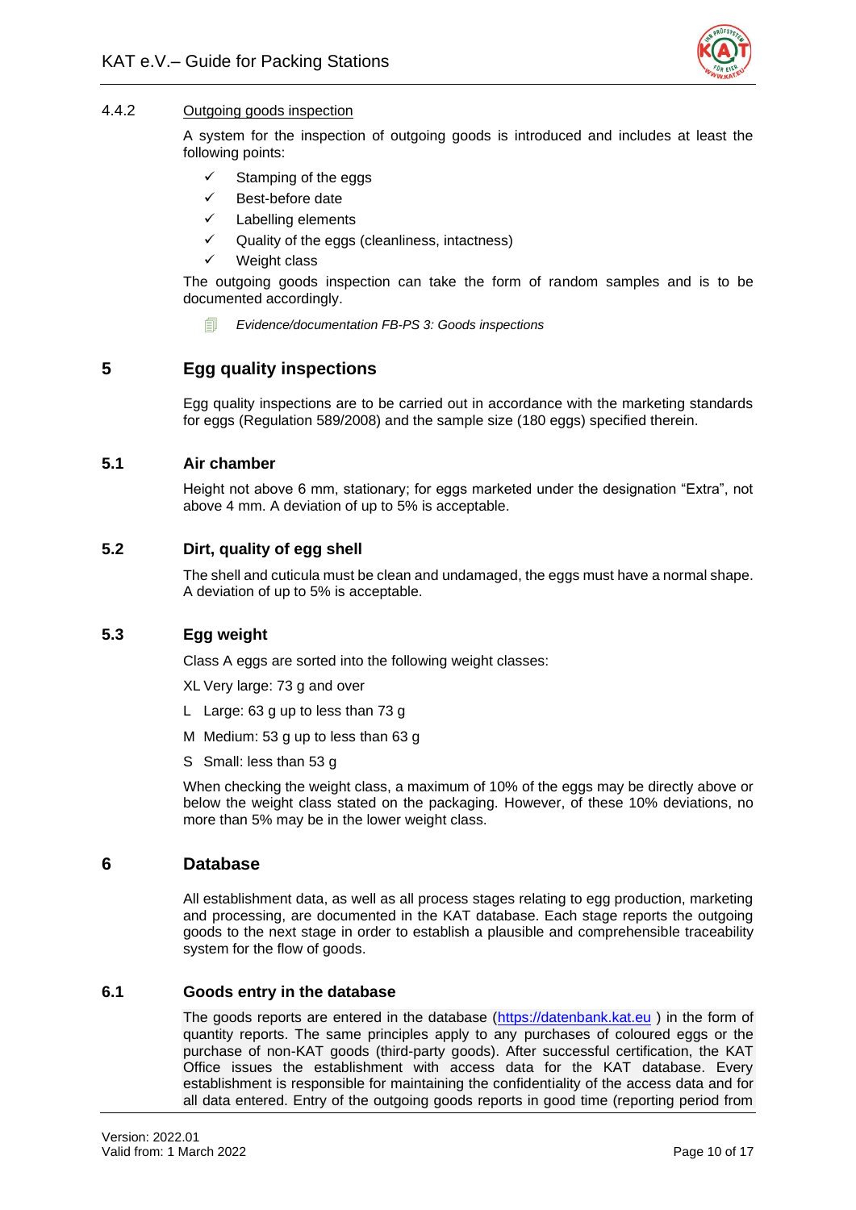#### 4.4.2 Outgoing goods inspection

A system for the inspection of outgoing goods is introduced and includes at least the following points:

- ✓ Stamping of the eggs
- ✓ Best-before date
- ✓ Labelling elements
- ✓ Quality of the eggs (cleanliness, intactness)
- ✓ Weight class

The outgoing goods inspection can take the form of random samples and is to be documented accordingly.

*Evidence/documentation FB-PS 3: Goods inspections*

## 5 Egg quality inspections

Egg quality inspections are to be carried out in accordance with the marketing standards for eggs (Regulation 589/2008) and the sample size (180 eggs) specified therein.

### 5.1 Air chamber

Height not above 6 mm, stationary; for eggs marketed under the designation "Extra", not above 4 mm. A deviation of up to 5% is acceptable.

### 5.2 Dirt, quality of egg shell

The shell and cuticula must be clean and undamaged, the eggs must have a normal shape. A deviation of up to 5% is acceptable.

### 5.3 Egg weight

Class A eggs are sorted into the following weight classes:

XL Very large: 73 g and over

L Large: 63 g up to less than 73 g

M Medium: 53 g up to less than 63 g

S Small: less than 53 g

When checking the weight class, a maximum of 10% of the eggs may be directly above or below the weight class stated on the packaging. However, of these 10% deviations, no more than 5% may be in the lower weight class.

## 6 Database

All establishment data, as well as all process stages relating to egg production, marketing and processing, are documented in the KAT database. Each stage reports the outgoing goods to the next stage in order to establish a plausible and comprehensible traceability system for the flow of goods.

### 6.1 Goods entry in the database

The goods reports are entered in the database (https://datenbank.kat.eu ) in the form of quantity reports. The same principles apply to any purchases of coloured eggs or the purchase of non-KAT goods (third-party goods). After successful certification, the KAT Office issues the establishment with access data for the KAT database. Every establishment is responsible for maintaining the confidentiality of the access data and for all data entered. Entry of the outgoing goods reports in good time (reporting period from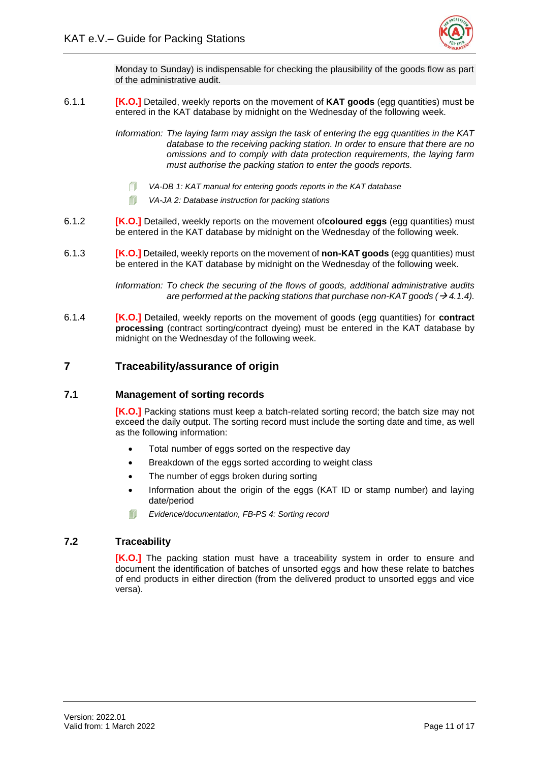Monday to Sunday) is indispensable for checking the plausibility of the goods flow as part of the administrative audit.

6.1.1 **[K.O.]** Detailed, weekly reports on the movement of **KAT goods** (egg quantities) must be entered in the KAT database by midnight on the Wednesday of the following week.

*Information: The laying farm may assign the task of entering the egg quantities in the KAT database to the receiving packing station. In order to ensure that there are no omissions and to comply with data protection requirements, the laying farm must authorise the packing station to enter the goods reports.*

- *VA-DB 1: KAT manual for entering goods reports in the KAT database*
- *VA-JA 2: Database instruction for packing stations*

6.1.2 **[K.O.]** Detailed, weekly reports on the movement of**coloured eggs** (egg quantities) must be entered in the KAT database by midnight on the Wednesday of the following week.

6.1.3 **[K.O.]** Detailed, weekly reports on the movement of **non-KAT goods** (egg quantities) must be entered in the KAT database by midnight on the Wednesday of the following week.

*Information: To check the securing of the flows of goods, additional administrative audits are performed at the packing stations that purchase non-KAT goods (→ 4.1.4).*

6.1.4 **[K.O.]** Detailed, weekly reports on the movement of goods (egg quantities) for **contract processing** (contract sorting/contract dyeing) must be entered in the KAT database by midnight on the Wednesday of the following week.

# 7 Traceability/assurance of origin

## 7.1 Management of sorting records

**[K.O.]** Packing stations must keep a batch-related sorting record; the batch size may not exceed the daily output. The sorting record must include the sorting date and time, as well as the following information:

- Total number of eggs sorted on the respective day
- Breakdown of the eggs sorted according to weight class
- The number of eggs broken during sorting
- Information about the origin of the eggs (KAT ID or stamp number) and laying date/period

*Evidence/documentation, FB-PS 4: Sorting record*

## 7.2 Traceability

**[K.O.]** The packing station must have a traceability system in order to ensure and document the identification of batches of unsorted eggs and how these relate to batches of end products in either direction (from the delivered product to unsorted eggs and vice versa).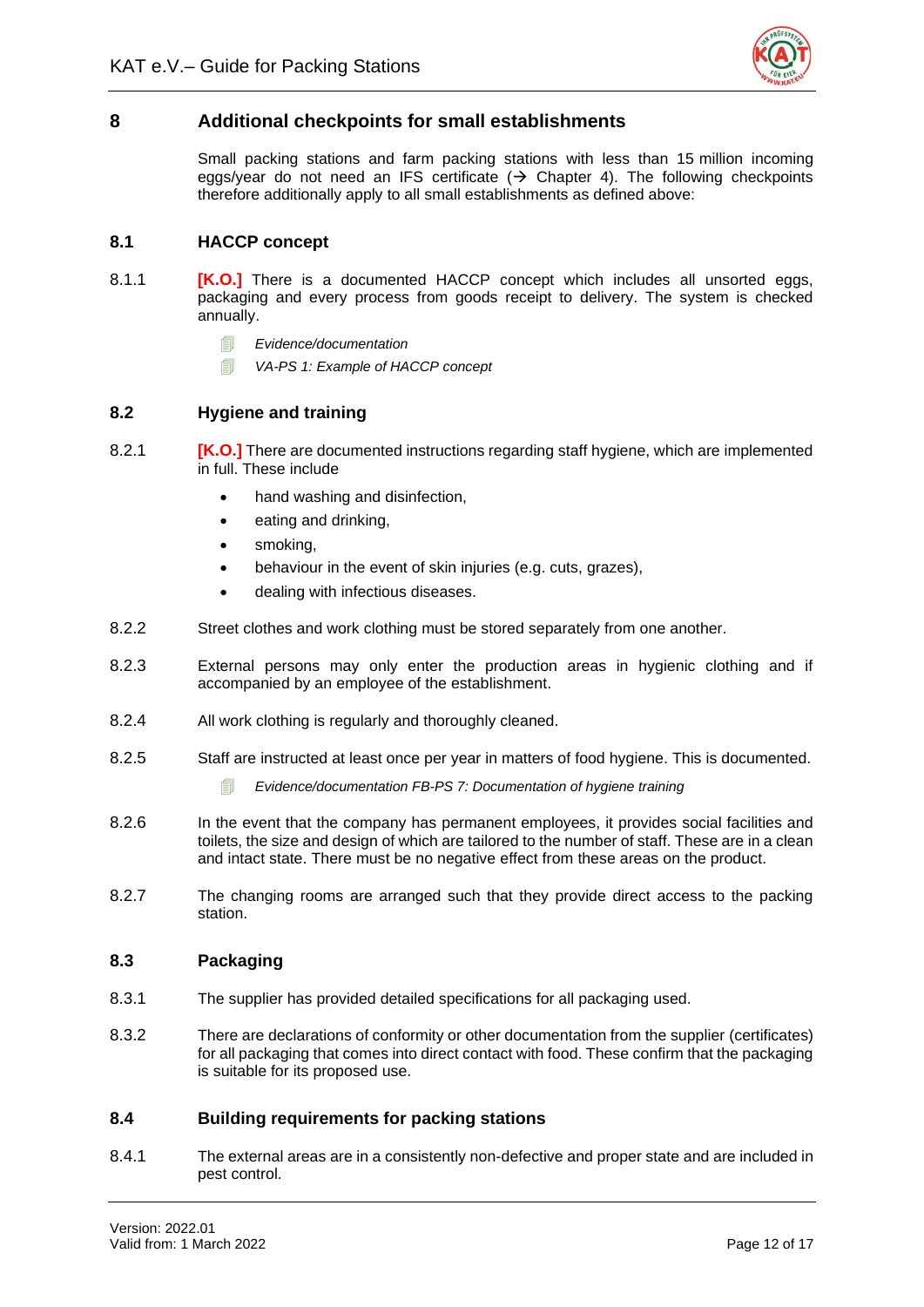## 8 Additional checkpoints for small establishments

Small packing stations and farm packing stations with less than 15 million incoming eggs/year do not need an IFS certificate (→ Chapter 4). The following checkpoints therefore additionally apply to all small establishments as defined above:

### 8.1 HACCP concept

8.1.1 **[K.O.]** There is a documented HACCP concept which includes all unsorted eggs, packaging and every process from goods receipt to delivery. The system is checked annually.

- *Evidence/documentation*
- *VA-PS 1: Example of HACCP concept*

### 8.2 Hygiene and training

8.2.1 **[K.O.]** There are documented instructions regarding staff hygiene, which are implemented in full. These include

- hand washing and disinfection,
- eating and drinking,
- smoking,
- behaviour in the event of skin injuries (e.g. cuts, grazes),
- dealing with infectious diseases.

8.2.2 Street clothes and work clothing must be stored separately from one another.

8.2.3 External persons may only enter the production areas in hygienic clothing and if accompanied by an employee of the establishment.

8.2.4 All work clothing is regularly and thoroughly cleaned.

8.2.5 Staff are instructed at least once per year in matters of food hygiene. This is documented.

- *Evidence/documentation FB-PS 7: Documentation of hygiene training*

8.2.6 In the event that the company has permanent employees, it provides social facilities and toilets, the size and design of which are tailored to the number of staff. These are in a clean and intact state. There must be no negative effect from these areas on the product.

8.2.7 The changing rooms are arranged such that they provide direct access to the packing station.

### 8.3 Packaging

8.3.1 The supplier has provided detailed specifications for all packaging used.

8.3.2 There are declarations of conformity or other documentation from the supplier (certificates) for all packaging that comes into direct contact with food. These confirm that the packaging is suitable for its proposed use.

### 8.4 Building requirements for packing stations

8.4.1 The external areas are in a consistently non-defective and proper state and are included in pest control.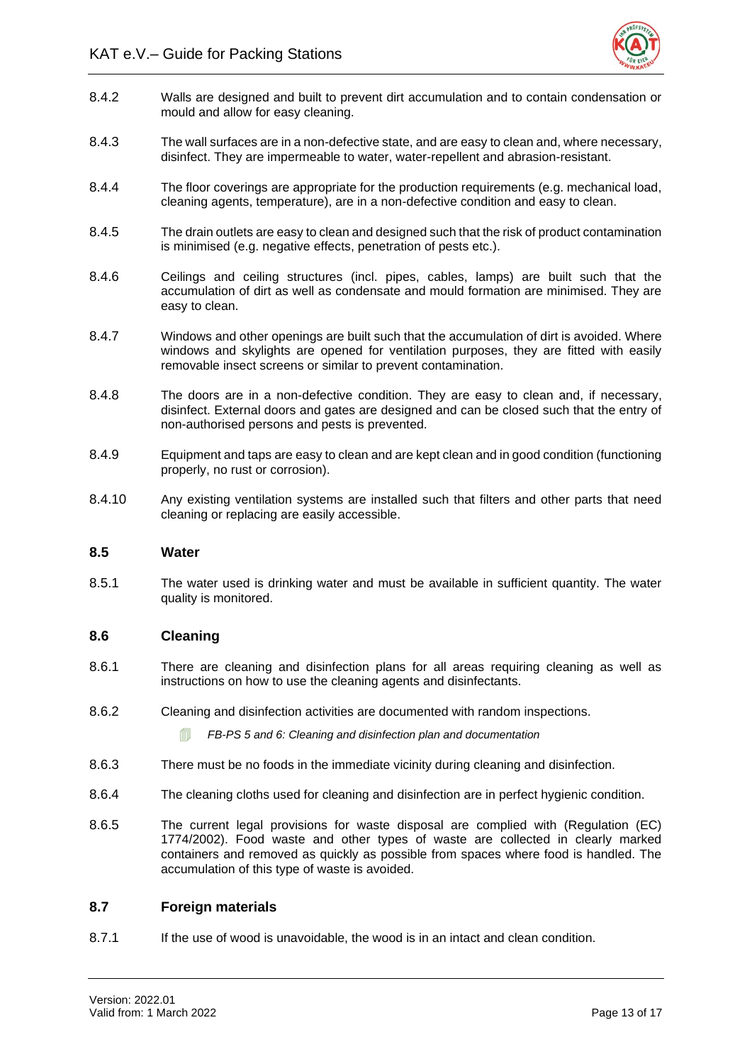8.4.2 Walls are designed and built to prevent dirt accumulation and to contain condensation or mould and allow for easy cleaning.

8.4.3 The wall surfaces are in a non-defective state, and are easy to clean and, where necessary, disinfect. They are impermeable to water, water-repellent and abrasion-resistant.

8.4.4 The floor coverings are appropriate for the production requirements (e.g. mechanical load, cleaning agents, temperature), are in a non-defective condition and easy to clean.

8.4.5 The drain outlets are easy to clean and designed such that the risk of product contamination is minimised (e.g. negative effects, penetration of pests etc.).

8.4.6 Ceilings and ceiling structures (incl. pipes, cables, lamps) are built such that the accumulation of dirt as well as condensate and mould formation are minimised. They are easy to clean.

8.4.7 Windows and other openings are built such that the accumulation of dirt is avoided. Where windows and skylights are opened for ventilation purposes, they are fitted with easily removable insect screens or similar to prevent contamination.

8.4.8 The doors are in a non-defective condition. They are easy to clean and, if necessary, disinfect. External doors and gates are designed and can be closed such that the entry of non-authorised persons and pests is prevented.

8.4.9 Equipment and taps are easy to clean and are kept clean and in good condition (functioning properly, no rust or corrosion).

8.4.10 Any existing ventilation systems are installed such that filters and other parts that need cleaning or replacing are easily accessible.

### 8.5 Water

8.5.1 The water used is drinking water and must be available in sufficient quantity. The water quality is monitored.

### 8.6 Cleaning

8.6.1 There are cleaning and disinfection plans for all areas requiring cleaning as well as instructions on how to use the cleaning agents and disinfectants.

8.6.2 Cleaning and disinfection activities are documented with random inspections.

*FB-PS 5 and 6: Cleaning and disinfection plan and documentation*

8.6.3 There must be no foods in the immediate vicinity during cleaning and disinfection.

8.6.4 The cleaning cloths used for cleaning and disinfection are in perfect hygienic condition.

8.6.5 The current legal provisions for waste disposal are complied with (Regulation (EC) 1774/2002). Food waste and other types of waste are collected in clearly marked containers and removed as quickly as possible from spaces where food is handled. The accumulation of this type of waste is avoided.

### 8.7 Foreign materials

8.7.1 If the use of wood is unavoidable, the wood is in an intact and clean condition.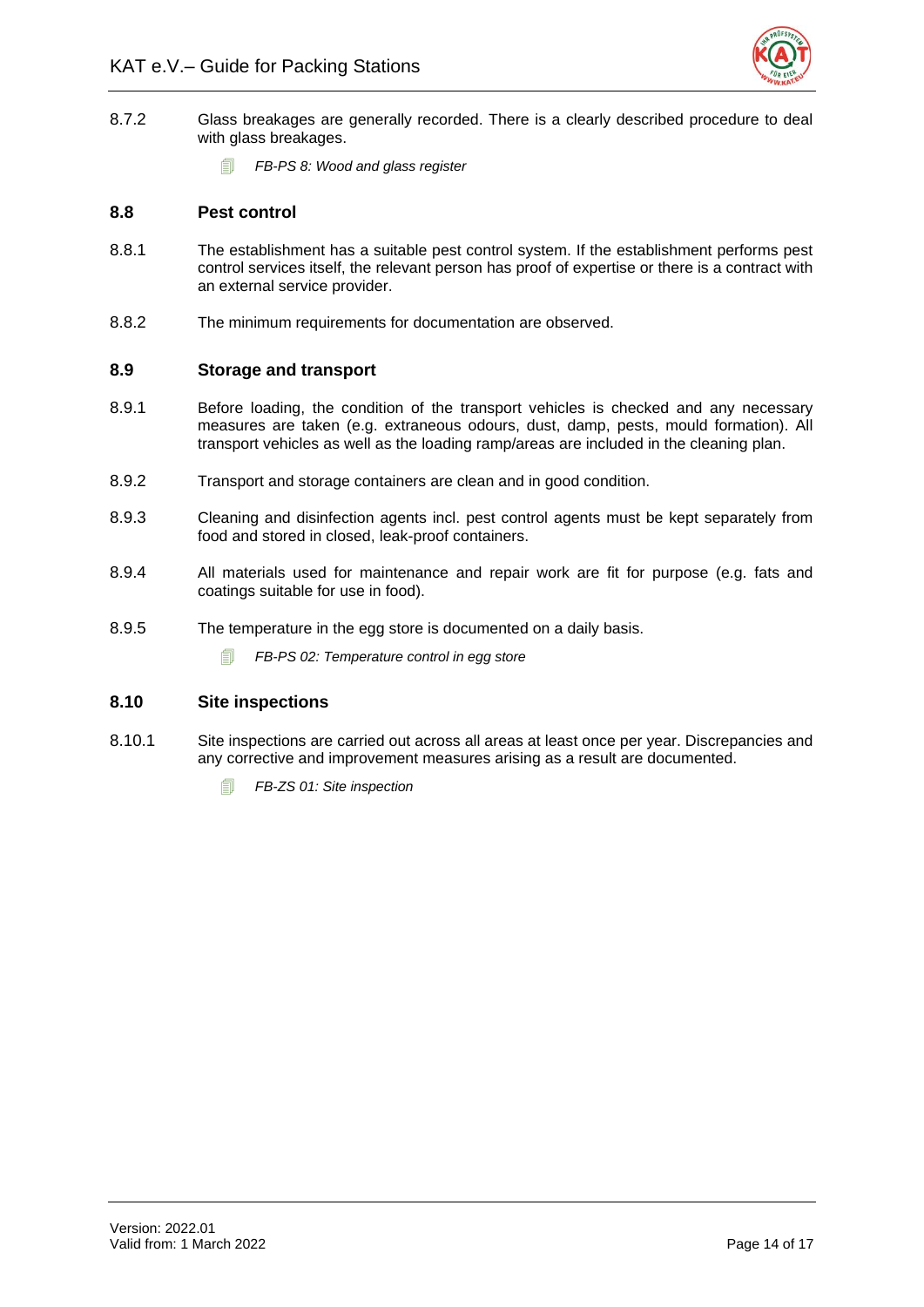8.7.2 Glass breakages are generally recorded. There is a clearly described procedure to deal with glass breakages.

> *FB-PS 8: Wood and glass register*

## 8.8 Pest control

8.8.1 The establishment has a suitable pest control system. If the establishment performs pest control services itself, the relevant person has proof of expertise or there is a contract with an external service provider.

8.8.2 The minimum requirements for documentation are observed.

## 8.9 Storage and transport

8.9.1 Before loading, the condition of the transport vehicles is checked and any necessary measures are taken (e.g. extraneous odours, dust, damp, pests, mould formation). All transport vehicles as well as the loading ramp/areas are included in the cleaning plan.

8.9.2 Transport and storage containers are clean and in good condition.

8.9.3 Cleaning and disinfection agents incl. pest control agents must be kept separately from food and stored in closed, leak-proof containers.

8.9.4 All materials used for maintenance and repair work are fit for purpose (e.g. fats and coatings suitable for use in food).

8.9.5 The temperature in the egg store is documented on a daily basis.

> *FB-PS 02: Temperature control in egg store*

## 8.10 Site inspections

8.10.1 Site inspections are carried out across all areas at least once per year. Discrepancies and any corrective and improvement measures arising as a result are documented.

> *FB-ZS 01: Site inspection*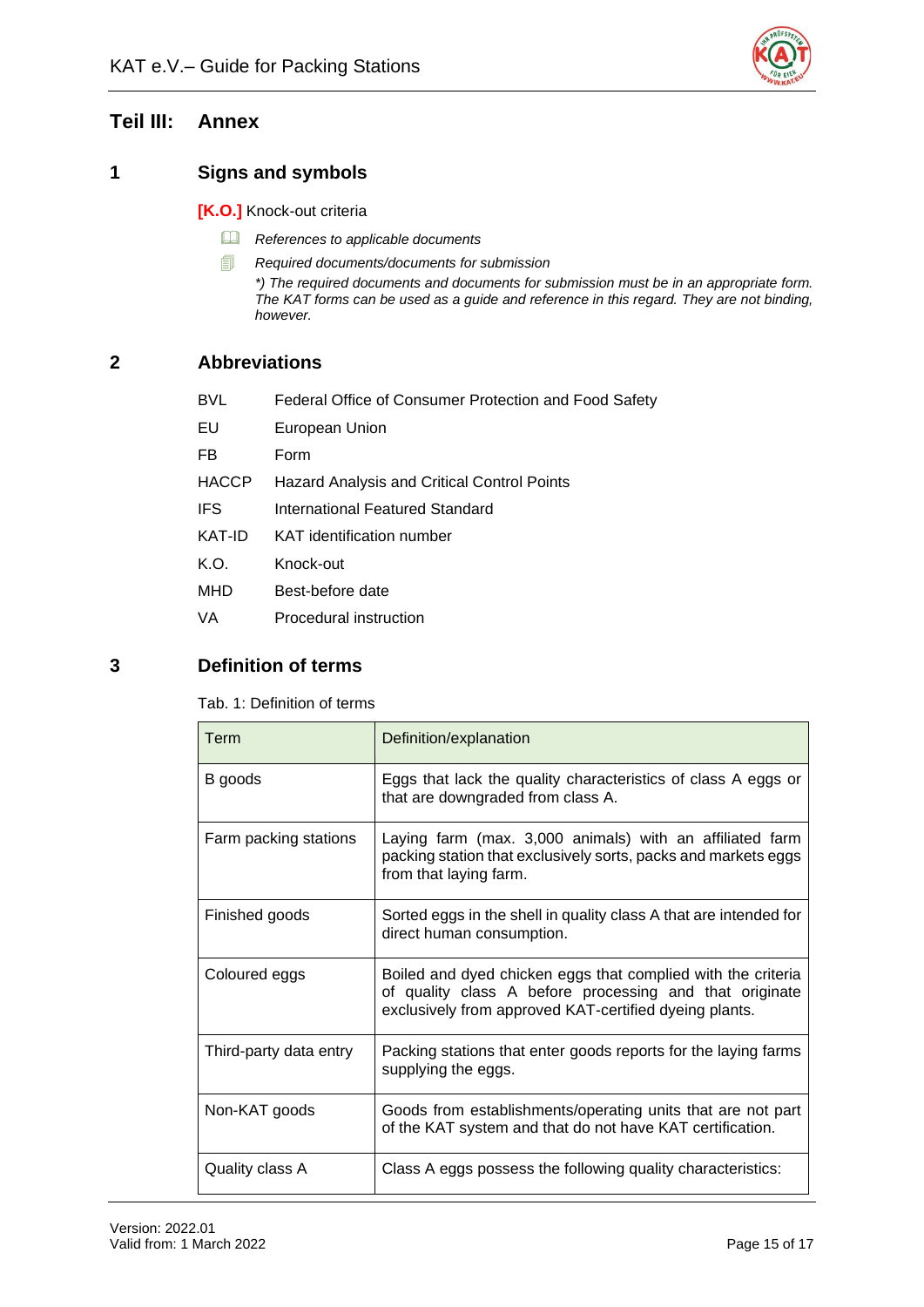# Teil III: Annex

## 1 Signs and symbols

**[K.O.]** Knock-out criteria

📖 *References to applicable documents*

🗐 *Required documents/documents for submission*

**) The required documents and documents for submission must be in an appropriate form. The KAT forms can be used as a guide and reference in this regard. They are not binding, however.*

## 2 Abbreviations

| | |
|---|---|
| BVL | Federal Office of Consumer Protection and Food Safety |
| EU | European Union |
| FB | Form |
| HACCP | Hazard Analysis and Critical Control Points |
| IFS | International Featured Standard |
| KAT-ID | KAT identification number |
| K.O. | Knock-out |
| MHD | Best-before date |
| VA | Procedural instruction |

## 3 Definition of terms

Tab. 1: Definition of terms

| Term | Definition/explanation |
|---|---|
| B goods | Eggs that lack the quality characteristics of class A eggs or that are downgraded from class A. |
| Farm packing stations | Laying farm (max. 3,000 animals) with an affiliated farm packing station that exclusively sorts, packs and markets eggs from that laying farm. |
| Finished goods | Sorted eggs in the shell in quality class A that are intended for direct human consumption. |
| Coloured eggs | Boiled and dyed chicken eggs that complied with the criteria of quality class A before processing and that originate exclusively from approved KAT-certified dyeing plants. |
| Third-party data entry | Packing stations that enter goods reports for the laying farms supplying the eggs. |
| Non-KAT goods | Goods from establishments/operating units that are not part of the KAT system and that do not have KAT certification. |
| Quality class A | Class A eggs possess the following quality characteristics: |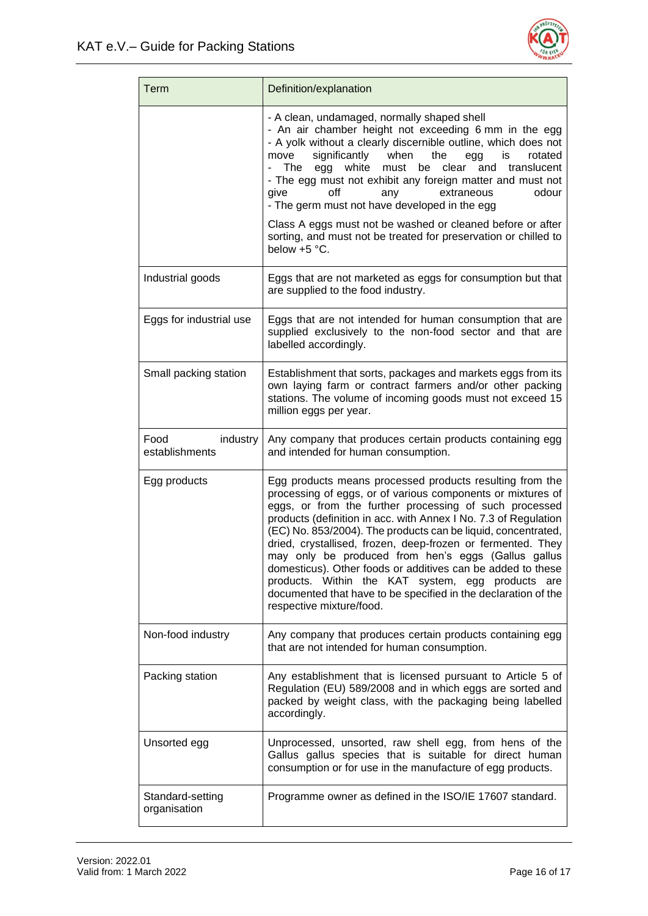| Term | Definition/explanation |
|---|---|
| | - A clean, undamaged, normally shaped shell<br>- An air chamber height not exceeding 6 mm in the egg<br>- A yolk without a clearly discernible outline, which does not move significantly when the egg is rotated<br>- The egg white must be clear and translucent<br>- The egg must not exhibit any foreign matter and must not give off any extraneous odour<br>- The germ must not have developed in the egg<br><br>Class A eggs must not be washed or cleaned before or after sorting, and must not be treated for preservation or chilled to below +5 °C. |
| Industrial goods | Eggs that are not marketed as eggs for consumption but that are supplied to the food industry. |
| Eggs for industrial use | Eggs that are not intended for human consumption that are supplied exclusively to the non-food sector and that are labelled accordingly. |
| Small packing station | Establishment that sorts, packages and markets eggs from its own laying farm or contract farmers and/or other packing stations. The volume of incoming goods must not exceed 15 million eggs per year. |
| Food industry establishments | Any company that produces certain products containing egg and intended for human consumption. |
| Egg products | Egg products means processed products resulting from the processing of eggs, or of various components or mixtures of eggs, or from the further processing of such processed products (definition in acc. with Annex I No. 7.3 of Regulation (EC) No. 853/2004). The products can be liquid, concentrated, dried, crystallised, frozen, deep-frozen or fermented. They may only be produced from hen's eggs (Gallus gallus domesticus). Other foods or additives can be added to these products. Within the KAT system, egg products are documented that have to be specified in the declaration of the respective mixture/food. |
| Non-food industry | Any company that produces certain products containing egg that are not intended for human consumption. |
| Packing station | Any establishment that is licensed pursuant to Article 5 of Regulation (EU) 589/2008 and in which eggs are sorted and packed by weight class, with the packaging being labelled accordingly. |
| Unsorted egg | Unprocessed, unsorted, raw shell egg, from hens of the Gallus gallus species that is suitable for direct human consumption or for use in the manufacture of egg products. |
| Standard-setting organisation | Programme owner as defined in the ISO/IE 17607 standard. |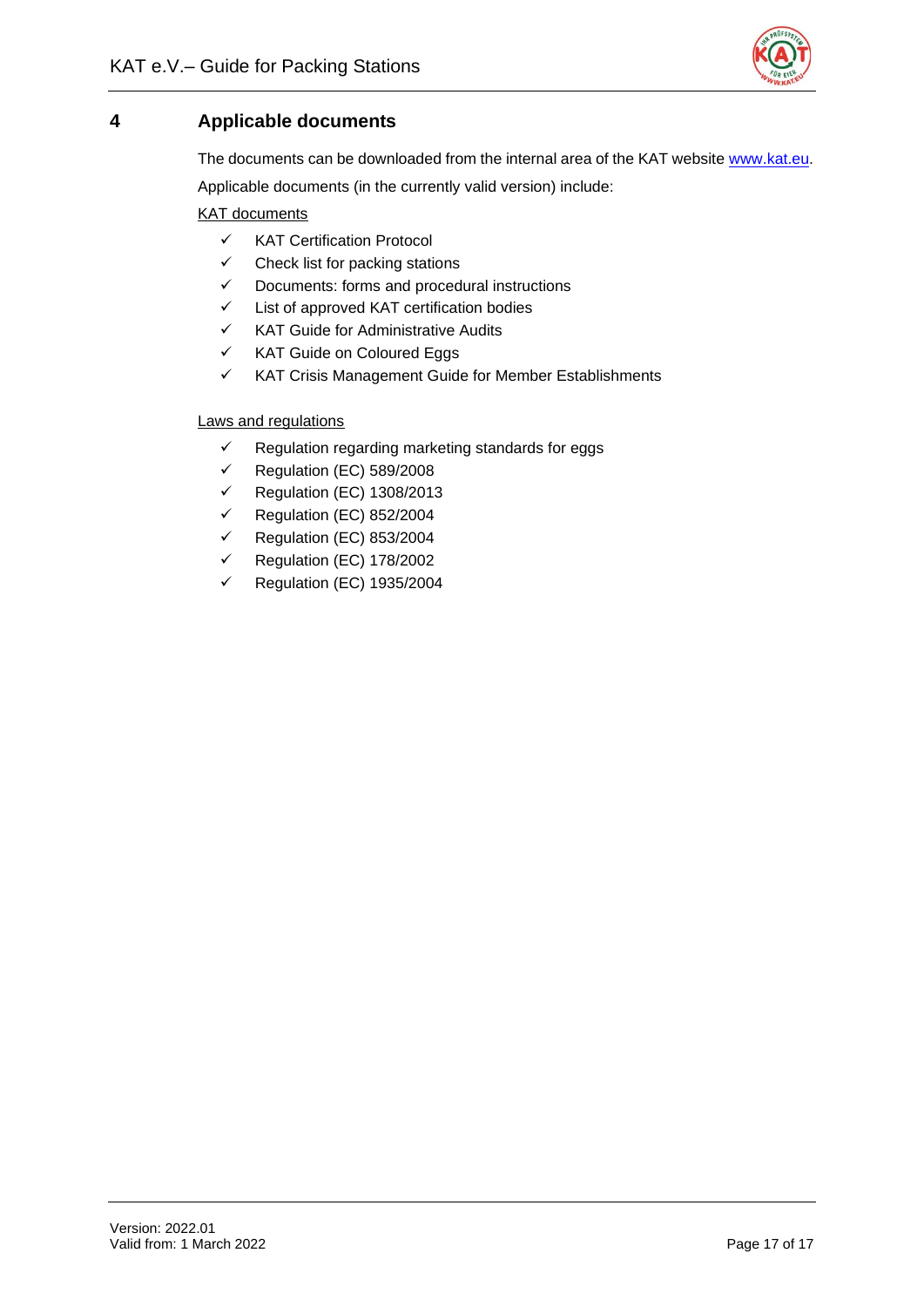# 4 Applicable documents

The documents can be downloaded from the internal area of the KAT website www.kat.eu.

Applicable documents (in the currently valid version) include:

KAT documents

- ✓ KAT Certification Protocol
- ✓ Check list for packing stations
- ✓ Documents: forms and procedural instructions
- ✓ List of approved KAT certification bodies
- ✓ KAT Guide for Administrative Audits
- ✓ KAT Guide on Coloured Eggs
- ✓ KAT Crisis Management Guide for Member Establishments

Laws and regulations

- ✓ Regulation regarding marketing standards for eggs
- ✓ Regulation (EC) 589/2008
- ✓ Regulation (EC) 1308/2013
- ✓ Regulation (EC) 852/2004
- ✓ Regulation (EC) 853/2004
- ✓ Regulation (EC) 178/2002
- ✓ Regulation (EC) 1935/2004